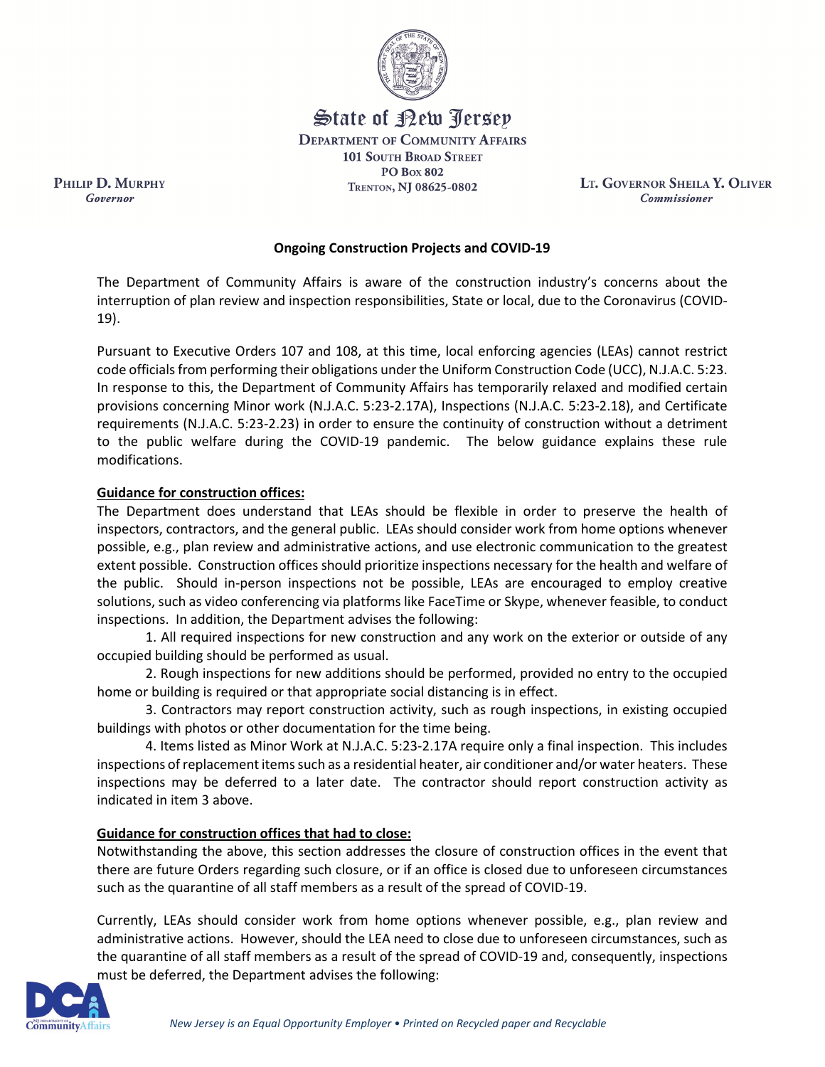State of New Jersey

DEPARTMENT OF COMMUNITY AFFAIRS
101 SOUTH BROAD STREET
PO BOX 802
TRENTON, NJ 08625-0802

PHILIP D. MURPHY
*Governor*

LT. GOVERNOR SHEILA Y. OLIVER
*Commissioner*

## Ongoing Construction Projects and COVID-19

The Department of Community Affairs is aware of the construction industry's concerns about the interruption of plan review and inspection responsibilities, State or local, due to the Coronavirus (COVID-19).

Pursuant to Executive Orders 107 and 108, at this time, local enforcing agencies (LEAs) cannot restrict code officials from performing their obligations under the Uniform Construction Code (UCC), N.J.A.C. 5:23. In response to this, the Department of Community Affairs has temporarily relaxed and modified certain provisions concerning Minor work (N.J.A.C. 5:23-2.17A), Inspections (N.J.A.C. 5:23-2.18), and Certificate requirements (N.J.A.C. 5:23-2.23) in order to ensure the continuity of construction without a detriment to the public welfare during the COVID-19 pandemic. The below guidance explains these rule modifications.

**Guidance for construction offices:**

The Department does understand that LEAs should be flexible in order to preserve the health of inspectors, contractors, and the general public. LEAs should consider work from home options whenever possible, e.g., plan review and administrative actions, and use electronic communication to the greatest extent possible. Construction offices should prioritize inspections necessary for the health and welfare of the public. Should in-person inspections not be possible, LEAs are encouraged to employ creative solutions, such as video conferencing via platforms like FaceTime or Skype, whenever feasible, to conduct inspections. In addition, the Department advises the following:

1. All required inspections for new construction and any work on the exterior or outside of any occupied building should be performed as usual.
2. Rough inspections for new additions should be performed, provided no entry to the occupied home or building is required or that appropriate social distancing is in effect.
3. Contractors may report construction activity, such as rough inspections, in existing occupied buildings with photos or other documentation for the time being.
4. Items listed as Minor Work at N.J.A.C. 5:23-2.17A require only a final inspection. This includes inspections of replacement items such as a residential heater, air conditioner and/or water heaters. These inspections may be deferred to a later date. The contractor should report construction activity as indicated in item 3 above.

**Guidance for construction offices that had to close:**

Notwithstanding the above, this section addresses the closure of construction offices in the event that there are future Orders regarding such closure, or if an office is closed due to unforeseen circumstances such as the quarantine of all staff members as a result of the spread of COVID-19.

Currently, LEAs should consider work from home options whenever possible, e.g., plan review and administrative actions. However, should the LEA need to close due to unforeseen circumstances, such as the quarantine of all staff members as a result of the spread of COVID-19 and, consequently, inspections must be deferred, the Department advises the following:

*New Jersey is an Equal Opportunity Employer • Printed on Recycled paper and Recyclable*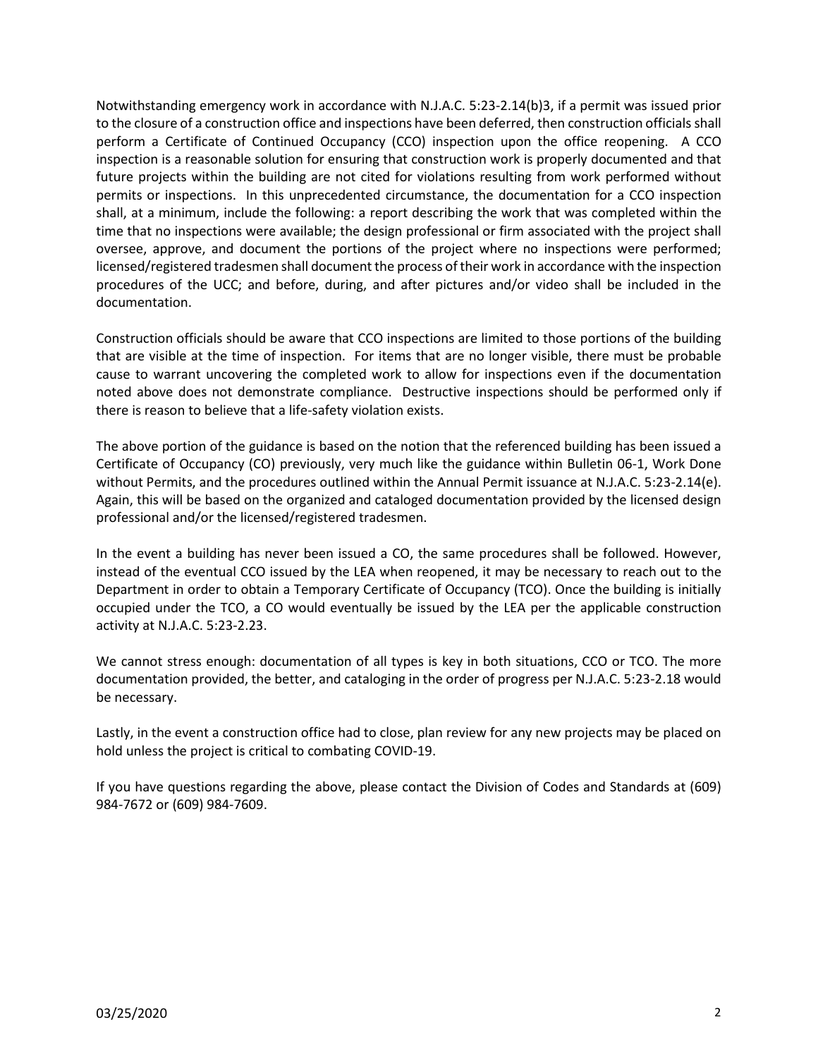Notwithstanding emergency work in accordance with N.J.A.C. 5:23-2.14(b)3, if a permit was issued prior to the closure of a construction office and inspections have been deferred, then construction officials shall perform a Certificate of Continued Occupancy (CCO) inspection upon the office reopening. A CCO inspection is a reasonable solution for ensuring that construction work is properly documented and that future projects within the building are not cited for violations resulting from work performed without permits or inspections. In this unprecedented circumstance, the documentation for a CCO inspection shall, at a minimum, include the following: a report describing the work that was completed within the time that no inspections were available; the design professional or firm associated with the project shall oversee, approve, and document the portions of the project where no inspections were performed; licensed/registered tradesmen shall document the process of their work in accordance with the inspection procedures of the UCC; and before, during, and after pictures and/or video shall be included in the documentation.

Construction officials should be aware that CCO inspections are limited to those portions of the building that are visible at the time of inspection. For items that are no longer visible, there must be probable cause to warrant uncovering the completed work to allow for inspections even if the documentation noted above does not demonstrate compliance. Destructive inspections should be performed only if there is reason to believe that a life-safety violation exists.

The above portion of the guidance is based on the notion that the referenced building has been issued a Certificate of Occupancy (CO) previously, very much like the guidance within Bulletin 06-1, Work Done without Permits, and the procedures outlined within the Annual Permit issuance at N.J.A.C. 5:23-2.14(e). Again, this will be based on the organized and cataloged documentation provided by the licensed design professional and/or the licensed/registered tradesmen.

In the event a building has never been issued a CO, the same procedures shall be followed. However, instead of the eventual CCO issued by the LEA when reopened, it may be necessary to reach out to the Department in order to obtain a Temporary Certificate of Occupancy (TCO). Once the building is initially occupied under the TCO, a CO would eventually be issued by the LEA per the applicable construction activity at N.J.A.C. 5:23-2.23.

We cannot stress enough: documentation of all types is key in both situations, CCO or TCO. The more documentation provided, the better, and cataloging in the order of progress per N.J.A.C. 5:23-2.18 would be necessary.

Lastly, in the event a construction office had to close, plan review for any new projects may be placed on hold unless the project is critical to combating COVID-19.

If you have questions regarding the above, please contact the Division of Codes and Standards at (609) 984-7672 or (609) 984-7609.

03/25/2020